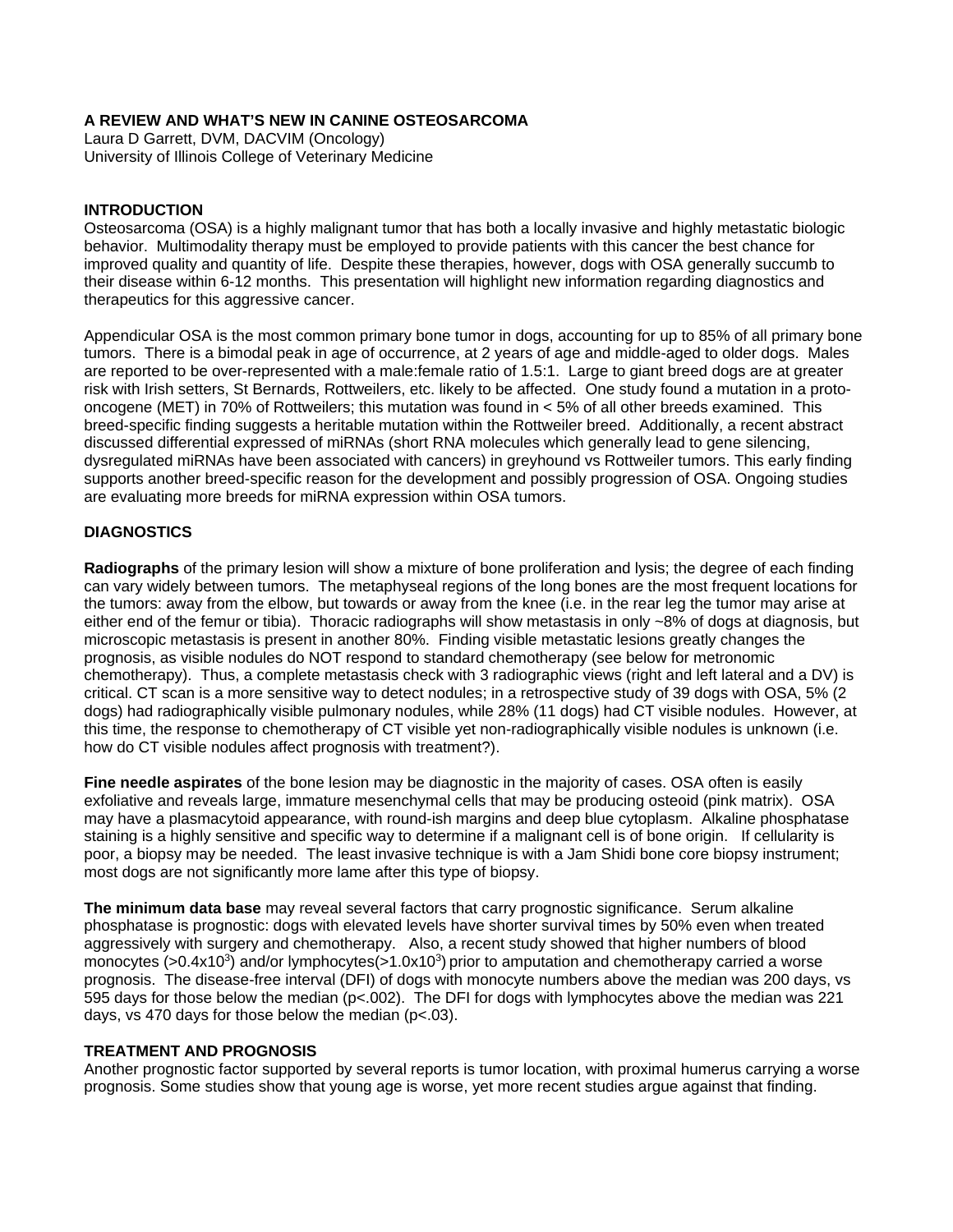**A REVIEW AND WHAT'S NEW IN CANINE OSTEOSARCOMA**
Laura D Garrett, DVM, DACVIM (Oncology)
University of Illinois College of Veterinary Medicine

## INTRODUCTION

Osteosarcoma (OSA) is a highly malignant tumor that has both a locally invasive and highly metastatic biologic behavior. Multimodality therapy must be employed to provide patients with this cancer the best chance for improved quality and quantity of life. Despite these therapies, however, dogs with OSA generally succumb to their disease within 6-12 months. This presentation will highlight new information regarding diagnostics and therapeutics for this aggressive cancer.

Appendicular OSA is the most common primary bone tumor in dogs, accounting for up to 85% of all primary bone tumors. There is a bimodal peak in age of occurrence, at 2 years of age and middle-aged to older dogs. Males are reported to be over-represented with a male:female ratio of 1.5:1. Large to giant breed dogs are at greater risk with Irish setters, St Bernards, Rottweilers, etc. likely to be affected. One study found a mutation in a proto-oncogene (MET) in 70% of Rottweilers; this mutation was found in < 5% of all other breeds examined. This breed-specific finding suggests a heritable mutation within the Rottweiler breed. Additionally, a recent abstract discussed differential expressed of miRNAs (short RNA molecules which generally lead to gene silencing, dysregulated miRNAs have been associated with cancers) in greyhound vs Rottweiler tumors. This early finding supports another breed-specific reason for the development and possibly progression of OSA. Ongoing studies are evaluating more breeds for miRNA expression within OSA tumors.

## DIAGNOSTICS

**Radiographs** of the primary lesion will show a mixture of bone proliferation and lysis; the degree of each finding can vary widely between tumors. The metaphyseal regions of the long bones are the most frequent locations for the tumors: away from the elbow, but towards or away from the knee (i.e. in the rear leg the tumor may arise at either end of the femur or tibia). Thoracic radiographs will show metastasis in only ~8% of dogs at diagnosis, but microscopic metastasis is present in another 80%. Finding visible metastatic lesions greatly changes the prognosis, as visible nodules do NOT respond to standard chemotherapy (see below for metronomic chemotherapy). Thus, a complete metastasis check with 3 radiographic views (right and left lateral and a DV) is critical. CT scan is a more sensitive way to detect nodules; in a retrospective study of 39 dogs with OSA, 5% (2 dogs) had radiographically visible pulmonary nodules, while 28% (11 dogs) had CT visible nodules. However, at this time, the response to chemotherapy of CT visible yet non-radiographically visible nodules is unknown (i.e. how do CT visible nodules affect prognosis with treatment?).

**Fine needle aspirates** of the bone lesion may be diagnostic in the majority of cases. OSA often is easily exfoliative and reveals large, immature mesenchymal cells that may be producing osteoid (pink matrix). OSA may have a plasmacytoid appearance, with round-ish margins and deep blue cytoplasm. Alkaline phosphatase staining is a highly sensitive and specific way to determine if a malignant cell is of bone origin. If cellularity is poor, a biopsy may be needed. The least invasive technique is with a Jam Shidi bone core biopsy instrument; most dogs are not significantly more lame after this type of biopsy.

**The minimum data base** may reveal several factors that carry prognostic significance. Serum alkaline phosphatase is prognostic: dogs with elevated levels have shorter survival times by 50% even when treated aggressively with surgery and chemotherapy. Also, a recent study showed that higher numbers of blood monocytes ($>0.4 \times 10^3$) and/or lymphocytes($>1.0 \times 10^3$) prior to amputation and chemotherapy carried a worse prognosis. The disease-free interval (DFI) of dogs with monocyte numbers above the median was 200 days, vs 595 days for those below the median ($p<.002$). The DFI for dogs with lymphocytes above the median was 221 days, vs 470 days for those below the median ($p<.03$).

## TREATMENT AND PROGNOSIS

Another prognostic factor supported by several reports is tumor location, with proximal humerus carrying a worse prognosis. Some studies show that young age is worse, yet more recent studies argue against that finding.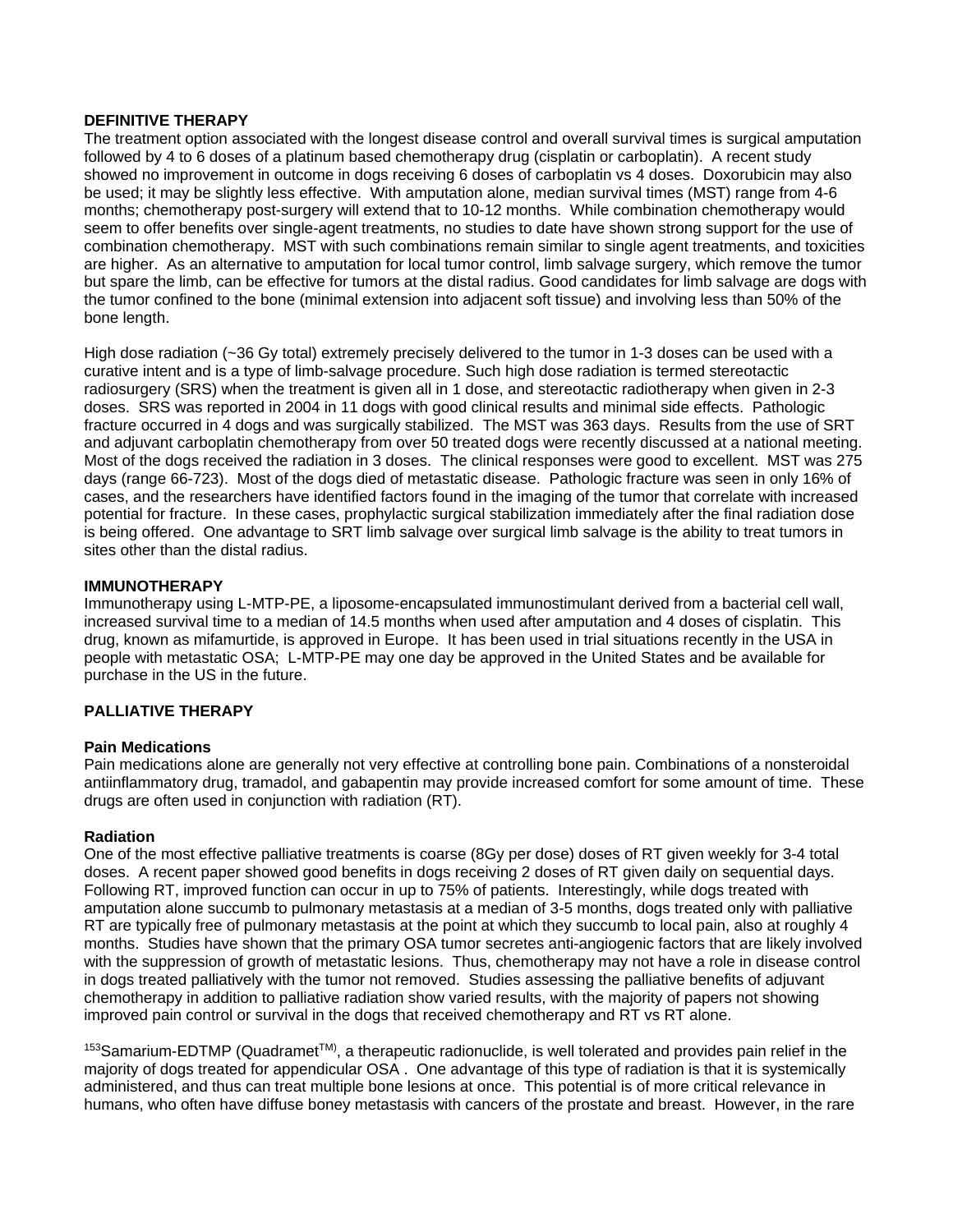**DEFINITIVE THERAPY**

The treatment option associated with the longest disease control and overall survival times is surgical amputation followed by 4 to 6 doses of a platinum based chemotherapy drug (cisplatin or carboplatin). A recent study showed no improvement in outcome in dogs receiving 6 doses of carboplatin vs 4 doses. Doxorubicin may also be used; it may be slightly less effective. With amputation alone, median survival times (MST) range from 4-6 months; chemotherapy post-surgery will extend that to 10-12 months. While combination chemotherapy would seem to offer benefits over single-agent treatments, no studies to date have shown strong support for the use of combination chemotherapy. MST with such combinations remain similar to single agent treatments, and toxicities are higher. As an alternative to amputation for local tumor control, limb salvage surgery, which remove the tumor but spare the limb, can be effective for tumors at the distal radius. Good candidates for limb salvage are dogs with the tumor confined to the bone (minimal extension into adjacent soft tissue) and involving less than 50% of the bone length.

High dose radiation (~36 Gy total) extremely precisely delivered to the tumor in 1-3 doses can be used with a curative intent and is a type of limb-salvage procedure. Such high dose radiation is termed stereotactic radiosurgery (SRS) when the treatment is given all in 1 dose, and stereotactic radiotherapy when given in 2-3 doses. SRS was reported in 2004 in 11 dogs with good clinical results and minimal side effects. Pathologic fracture occurred in 4 dogs and was surgically stabilized. The MST was 363 days. Results from the use of SRT and adjuvant carboplatin chemotherapy from over 50 treated dogs were recently discussed at a national meeting. Most of the dogs received the radiation in 3 doses. The clinical responses were good to excellent. MST was 275 days (range 66-723). Most of the dogs died of metastatic disease. Pathologic fracture was seen in only 16% of cases, and the researchers have identified factors found in the imaging of the tumor that correlate with increased potential for fracture. In these cases, prophylactic surgical stabilization immediately after the final radiation dose is being offered. One advantage to SRT limb salvage over surgical limb salvage is the ability to treat tumors in sites other than the distal radius.

**IMMUNOTHERAPY**

Immunotherapy using L-MTP-PE, a liposome-encapsulated immunostimulant derived from a bacterial cell wall, increased survival time to a median of 14.5 months when used after amputation and 4 doses of cisplatin. This drug, known as mifamurtide, is approved in Europe. It has been used in trial situations recently in the USA in people with metastatic OSA; L-MTP-PE may one day be approved in the United States and be available for purchase in the US in the future.

**PALLIATIVE THERAPY**

**Pain Medications**

Pain medications alone are generally not very effective at controlling bone pain. Combinations of a nonsteroidal antiinflammatory drug, tramadol, and gabapentin may provide increased comfort for some amount of time. These drugs are often used in conjunction with radiation (RT).

**Radiation**

One of the most effective palliative treatments is coarse (8Gy per dose) doses of RT given weekly for 3-4 total doses. A recent paper showed good benefits in dogs receiving 2 doses of RT given daily on sequential days. Following RT, improved function can occur in up to 75% of patients. Interestingly, while dogs treated with amputation alone succumb to pulmonary metastasis at a median of 3-5 months, dogs treated only with palliative RT are typically free of pulmonary metastasis at the point at which they succumb to local pain, also at roughly 4 months. Studies have shown that the primary OSA tumor secretes anti-angiogenic factors that are likely involved with the suppression of growth of metastatic lesions. Thus, chemotherapy may not have a role in disease control in dogs treated palliatively with the tumor not removed. Studies assessing the palliative benefits of adjuvant chemotherapy in addition to palliative radiation show varied results, with the majority of papers not showing improved pain control or survival in the dogs that received chemotherapy and RT vs RT alone.

$^{153}$Samarium-EDTMP (Quadramet$^{TM}$), a therapeutic radionuclide, is well tolerated and provides pain relief in the majority of dogs treated for appendicular OSA . One advantage of this type of radiation is that it is systemically administered, and thus can treat multiple bone lesions at once. This potential is of more critical relevance in humans, who often have diffuse boney metastasis with cancers of the prostate and breast. However, in the rare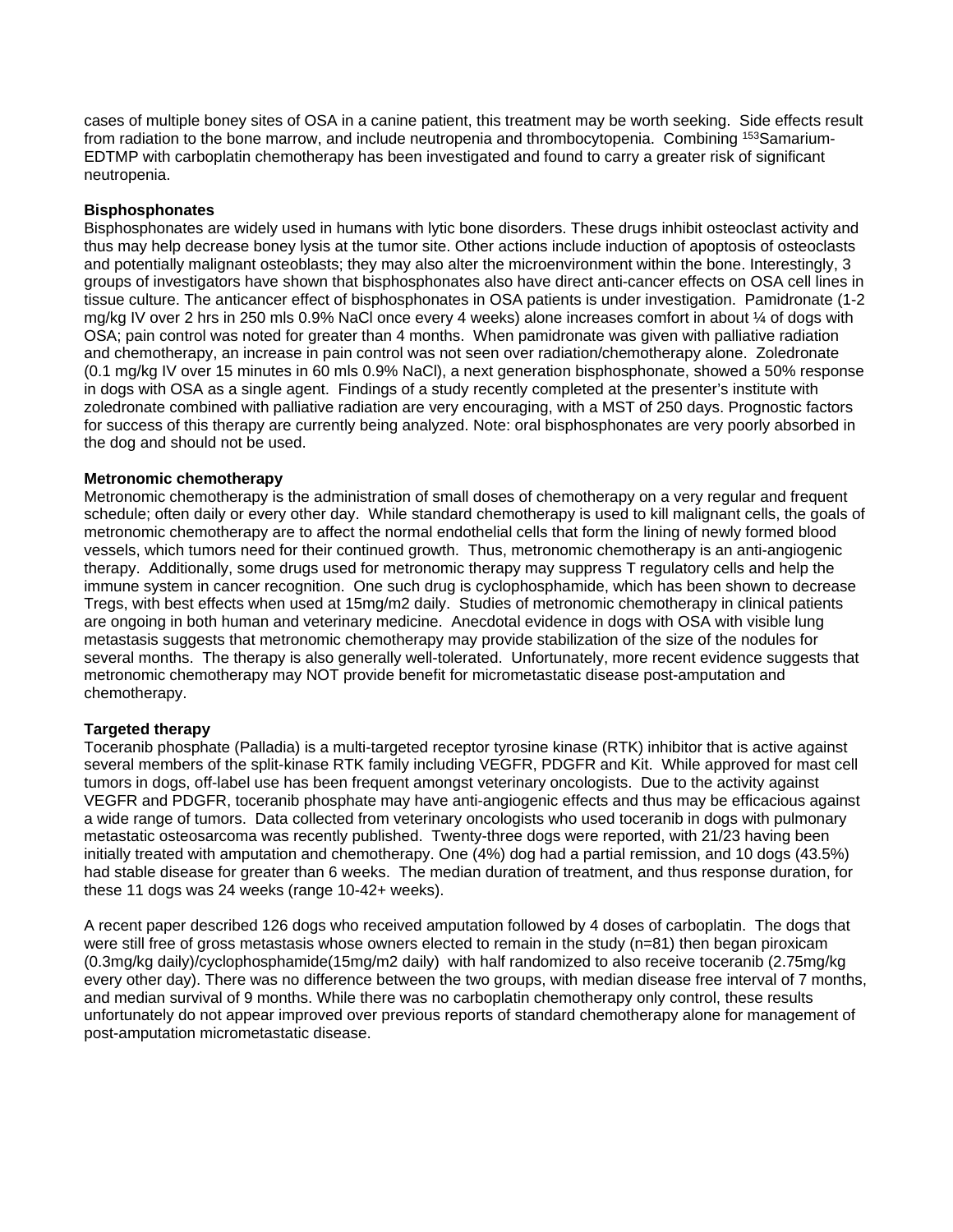cases of multiple boney sites of OSA in a canine patient, this treatment may be worth seeking. Side effects result from radiation to the bone marrow, and include neutropenia and thrombocytopenia. Combining $^{153}$Samarium-EDTMP with carboplatin chemotherapy has been investigated and found to carry a greater risk of significant neutropenia.

**Bisphosphonates**

Bisphosphonates are widely used in humans with lytic bone disorders. These drugs inhibit osteoclast activity and thus may help decrease boney lysis at the tumor site. Other actions include induction of apoptosis of osteoclasts and potentially malignant osteoblasts; they may also alter the microenvironment within the bone. Interestingly, 3 groups of investigators have shown that bisphosphonates also have direct anti-cancer effects on OSA cell lines in tissue culture. The anticancer effect of bisphosphonates in OSA patients is under investigation. Pamidronate (1-2 mg/kg IV over 2 hrs in 250 mls 0.9% NaCl once every 4 weeks) alone increases comfort in about ¼ of dogs with OSA; pain control was noted for greater than 4 months. When pamidronate was given with palliative radiation and chemotherapy, an increase in pain control was not seen over radiation/chemotherapy alone. Zoledronate (0.1 mg/kg IV over 15 minutes in 60 mls 0.9% NaCl), a next generation bisphosphonate, showed a 50% response in dogs with OSA as a single agent. Findings of a study recently completed at the presenter's institute with zoledronate combined with palliative radiation are very encouraging, with a MST of 250 days. Prognostic factors for success of this therapy are currently being analyzed. Note: oral bisphosphonates are very poorly absorbed in the dog and should not be used.

**Metronomic chemotherapy**

Metronomic chemotherapy is the administration of small doses of chemotherapy on a very regular and frequent schedule; often daily or every other day. While standard chemotherapy is used to kill malignant cells, the goals of metronomic chemotherapy are to affect the normal endothelial cells that form the lining of newly formed blood vessels, which tumors need for their continued growth. Thus, metronomic chemotherapy is an anti-angiogenic therapy. Additionally, some drugs used for metronomic therapy may suppress T regulatory cells and help the immune system in cancer recognition. One such drug is cyclophosphamide, which has been shown to decrease Tregs, with best effects when used at 15mg/m2 daily. Studies of metronomic chemotherapy in clinical patients are ongoing in both human and veterinary medicine. Anecdotal evidence in dogs with OSA with visible lung metastasis suggests that metronomic chemotherapy may provide stabilization of the size of the nodules for several months. The therapy is also generally well-tolerated. Unfortunately, more recent evidence suggests that metronomic chemotherapy may NOT provide benefit for micrometastatic disease post-amputation and chemotherapy.

**Targeted therapy**

Toceranib phosphate (Palladia) is a multi-targeted receptor tyrosine kinase (RTK) inhibitor that is active against several members of the split-kinase RTK family including VEGFR, PDGFR and Kit. While approved for mast cell tumors in dogs, off-label use has been frequent amongst veterinary oncologists. Due to the activity against VEGFR and PDGFR, toceranib phosphate may have anti-angiogenic effects and thus may be efficacious against a wide range of tumors. Data collected from veterinary oncologists who used toceranib in dogs with pulmonary metastatic osteosarcoma was recently published. Twenty-three dogs were reported, with 21/23 having been initially treated with amputation and chemotherapy. One (4%) dog had a partial remission, and 10 dogs (43.5%) had stable disease for greater than 6 weeks. The median duration of treatment, and thus response duration, for these 11 dogs was 24 weeks (range 10-42+ weeks).

A recent paper described 126 dogs who received amputation followed by 4 doses of carboplatin. The dogs that were still free of gross metastasis whose owners elected to remain in the study (n=81) then began piroxicam (0.3mg/kg daily)/cyclophosphamide(15mg/m2 daily) with half randomized to also receive toceranib (2.75mg/kg every other day). There was no difference between the two groups, with median disease free interval of 7 months, and median survival of 9 months. While there was no carboplatin chemotherapy only control, these results unfortunately do not appear improved over previous reports of standard chemotherapy alone for management of post-amputation micrometastatic disease.